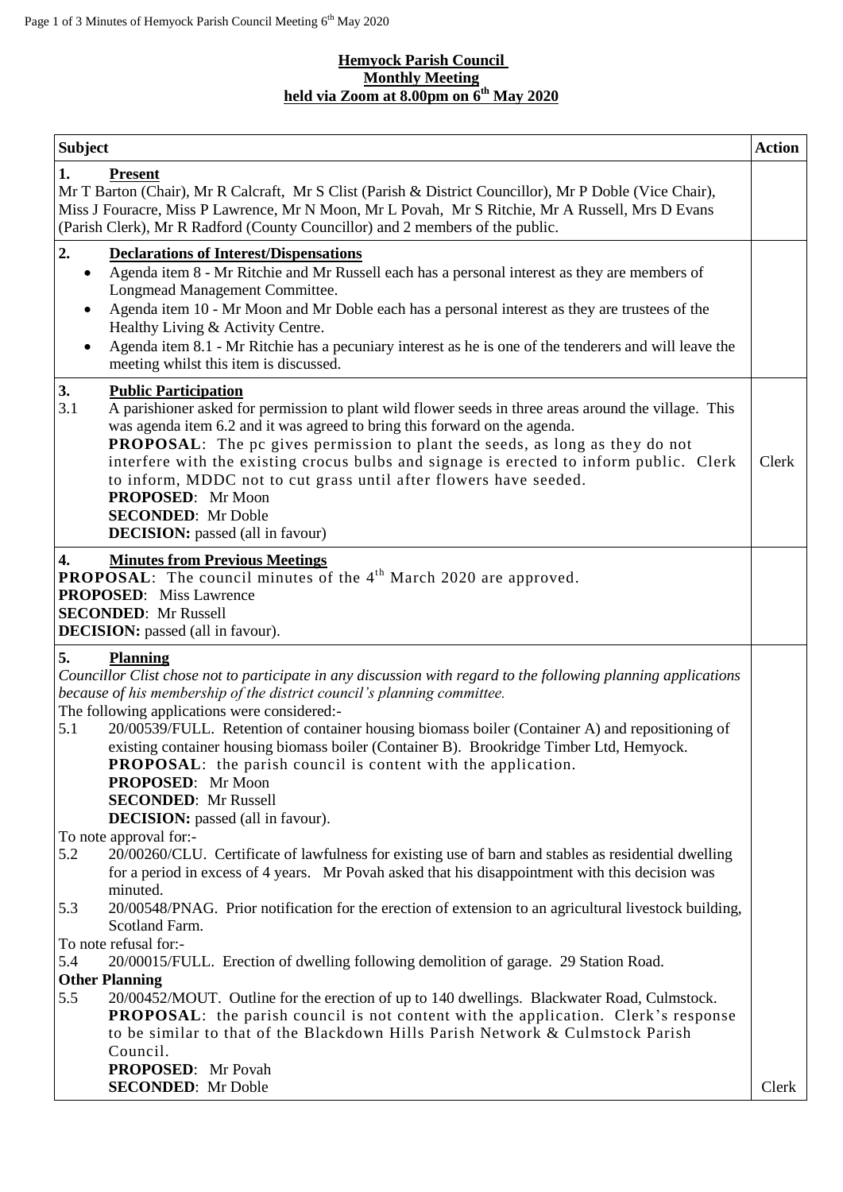# Hemyock Parish Council
## Monthly Meeting
## held via Zoom at 8.00pm on 6th May 2020

| Subject | Action |
|---|---|
| **1. Present**<br>Mr T Barton (Chair), Mr R Calcraft, Mr S Clist (Parish & District Councillor), Mr P Doble (Vice Chair), Miss J Fouracre, Miss P Lawrence, Mr N Moon, Mr L Povah, Mr S Ritchie, Mr A Russell, Mrs D Evans (Parish Clerk), Mr R Radford (County Councillor) and 2 members of the public. | |
| **2. Declarations of Interest/Dispensations**<br>• Agenda item 8 - Mr Ritchie and Mr Russell each has a personal interest as they are members of Longmead Management Committee.<br>• Agenda item 10 - Mr Moon and Mr Doble each has a personal interest as they are trustees of the Healthy Living & Activity Centre.<br>• Agenda item 8.1 - Mr Ritchie has a pecuniary interest as he is one of the tenderers and will leave the meeting whilst this item is discussed. | |
| **3. Public Participation**<br>3.1 A parishioner asked for permission to plant wild flower seeds in three areas around the village. This was agenda item 6.2 and it was agreed to bring this forward on the agenda.<br>**PROPOSAL**: The pc gives permission to plant the seeds, as long as they do not interfere with the existing crocus bulbs and signage is erected to inform public. Clerk to inform, MDDC not to cut grass until after flowers have seeded.<br>**PROPOSED**: Mr Moon<br>**SECONDED**: Mr Doble<br>**DECISION:** passed (all in favour) | Clerk |
| **4. Minutes from Previous Meetings**<br>**PROPOSAL**: The council minutes of the 4th March 2020 are approved.<br>**PROPOSED**: Miss Lawrence<br>**SECONDED**: Mr Russell<br>**DECISION:** passed (all in favour). | |
| **5. Planning**<br>*Councillor Clist chose not to participate in any discussion with regard to the following planning applications because of his membership of the district council's planning committee.*<br>The following applications were considered:-<br>5.1 20/00539/FULL. Retention of container housing biomass boiler (Container A) and repositioning of existing container housing biomass boiler (Container B). Brookridge Timber Ltd, Hemyock.<br>**PROPOSAL**: the parish council is content with the application.<br>**PROPOSED**: Mr Moon<br>**SECONDED**: Mr Russell<br>**DECISION:** passed (all in favour).<br>To note approval for:-<br>5.2 20/00260/CLU. Certificate of lawfulness for existing use of barn and stables as residential dwelling for a period in excess of 4 years. Mr Povah asked that his disappointment with this decision was minuted.<br>5.3 20/00548/PNAG. Prior notification for the erection of extension to an agricultural livestock building, Scotland Farm.<br>To note refusal for:-<br>5.4 20/00015/FULL. Erection of dwelling following demolition of garage. 29 Station Road.<br>**Other Planning**<br>5.5 20/00452/MOUT. Outline for the erection of up to 140 dwellings. Blackwater Road, Culmstock.<br>**PROPOSAL**: the parish council is not content with the application. Clerk's response to be similar to that of the Blackdown Hills Parish Network & Culmstock Parish Council.<br>**PROPOSED**: Mr Povah<br>**SECONDED**: Mr Doble | Clerk |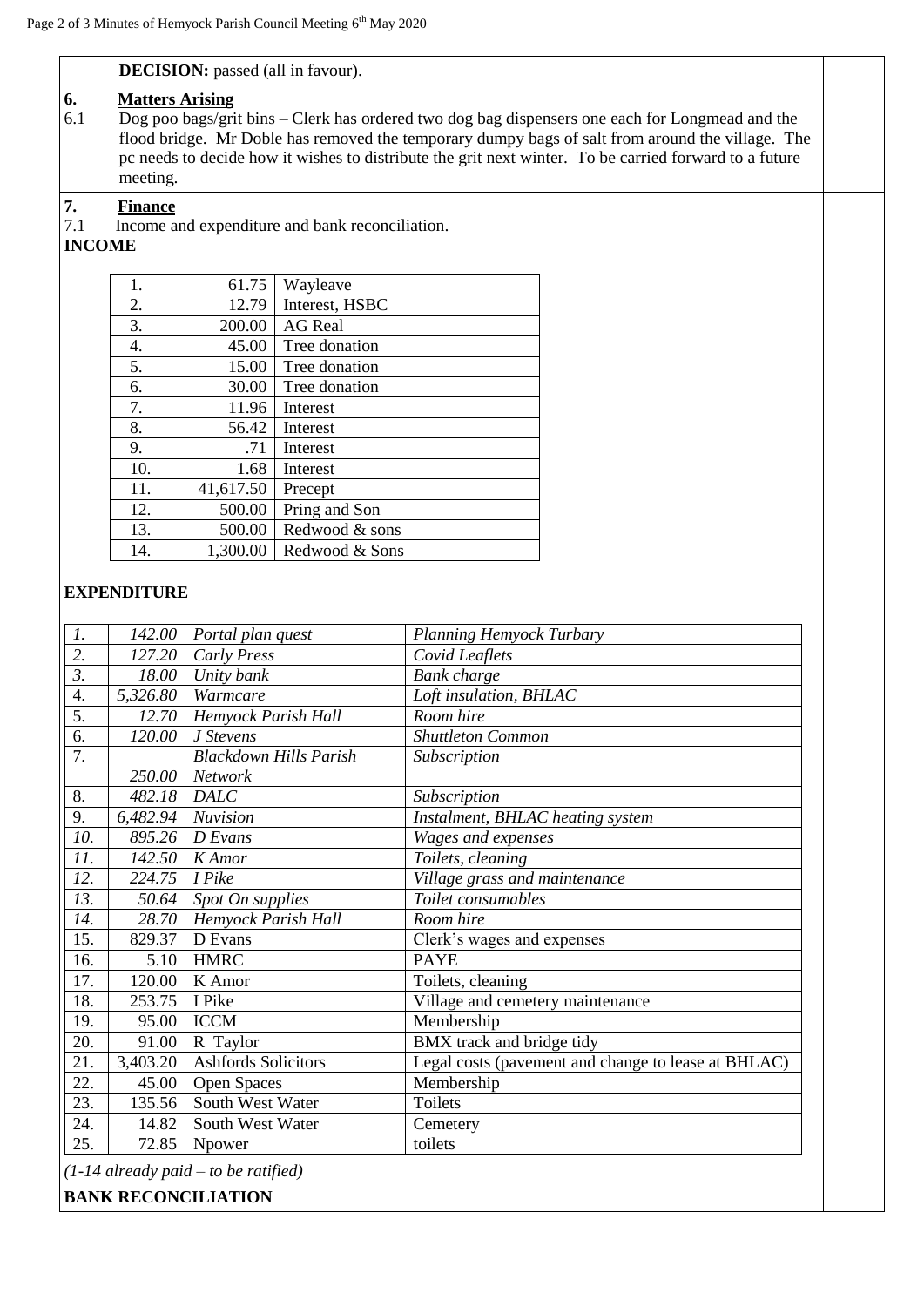**DECISION:** passed (all in favour).

## 6. Matters Arising

6.1 Dog poo bags/grit bins – Clerk has ordered two dog bag dispensers one each for Longmead and the flood bridge. Mr Doble has removed the temporary dumpy bags of salt from around the village. The pc needs to decide how it wishes to distribute the grit next winter. To be carried forward to a future meeting.

## 7. Finance

7.1 Income and expenditure and bank reconciliation.

**INCOME**

| | | |
|---|---|---|
| 1. | 61.75 | Wayleave |
| 2. | 12.79 | Interest, HSBC |
| 3. | 200.00 | AG Real |
| 4. | 45.00 | Tree donation |
| 5. | 15.00 | Tree donation |
| 6. | 30.00 | Tree donation |
| 7. | 11.96 | Interest |
| 8. | 56.42 | Interest |
| 9. | .71 | Interest |
| 10. | 1.68 | Interest |
| 11. | 41,617.50 | Precept |
| 12. | 500.00 | Pring and Son |
| 13. | 500.00 | Redwood & sons |
| 14. | 1,300.00 | Redwood & Sons |

**EXPENDITURE**

| | | | |
|---|---|---|---|
| *1.* | *142.00* | *Portal plan quest* | *Planning Hemyock Turbary* |
| *2.* | *127.20* | *Carly Press* | *Covid Leaflets* |
| *3.* | *18.00* | *Unity bank* | *Bank charge* |
| 4. | *5,326.80* | *Warmcare* | *Loft insulation, BHLAC* |
| 5. | *12.70* | *Hemyock Parish Hall* | *Room hire* |
| 6. | *120.00* | *J Stevens* | *Shuttleton Common* |
| 7. | *250.00* | *Blackdown Hills Parish Network* | *Subscription* |
| 8. | *482.18* | *DALC* | *Subscription* |
| 9. | *6,482.94* | *Nuvision* | *Instalment, BHLAC heating system* |
| *10.* | *895.26* | *D Evans* | *Wages and expenses* |
| *11.* | *142.50* | *K Amor* | *Toilets, cleaning* |
| *12.* | *224.75* | *I Pike* | *Village grass and maintenance* |
| *13.* | *50.64* | *Spot On supplies* | *Toilet consumables* |
| *14.* | *28.70* | *Hemyock Parish Hall* | *Room hire* |
| 15. | 829.37 | D Evans | Clerk's wages and expenses |
| 16. | 5.10 | HMRC | PAYE |
| 17. | 120.00 | K Amor | Toilets, cleaning |
| 18. | 253.75 | I Pike | Village and cemetery maintenance |
| 19. | 95.00 | ICCM | Membership |
| 20. | 91.00 | R Taylor | BMX track and bridge tidy |
| 21. | 3,403.20 | Ashfords Solicitors | Legal costs (pavement and change to lease at BHLAC) |
| 22. | 45.00 | Open Spaces | Membership |
| 23. | 135.56 | South West Water | Toilets |
| 24. | 14.82 | South West Water | Cemetery |
| 25. | 72.85 | Npower | toilets |

*(1-14 already paid – to be ratified)*

**BANK RECONCILIATION**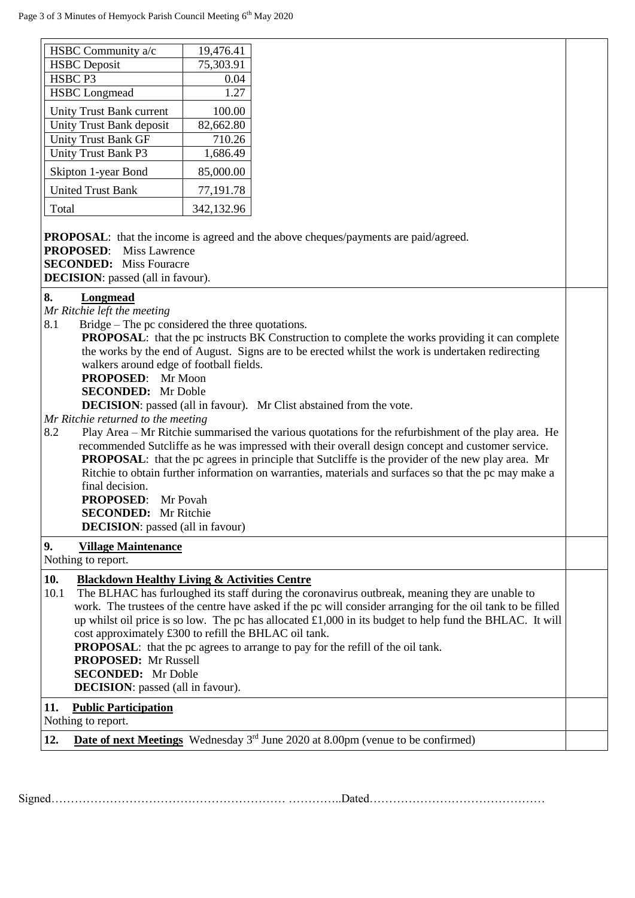| | |
|---|---|
| HSBC Community a/c | 19,476.41 |
| HSBC Deposit | 75,303.91 |
| HSBC P3 | 0.04 |
| HSBC Longmead | 1.27 |
| Unity Trust Bank current | 100.00 |
| Unity Trust Bank deposit | 82,662.80 |
| Unity Trust Bank GF | 710.26 |
| Unity Trust Bank P3 | 1,686.49 |
| Skipton 1-year Bond | 85,000.00 |
| United Trust Bank | 77,191.78 |
| Total | 342,132.96 |

**PROPOSAL**: that the income is agreed and the above cheques/payments are paid/agreed.
**PROPOSED**: Miss Lawrence
**SECONDED:** Miss Fouracre
**DECISION**: passed (all in favour).

**8. Longmead**

*Mr Ritchie left the meeting*

8.1 Bridge – The pc considered the three quotations.
**PROPOSAL**: that the pc instructs BK Construction to complete the works providing it can complete the works by the end of August. Signs are to be erected whilst the work is undertaken redirecting walkers around edge of football fields.
**PROPOSED**: Mr Moon
**SECONDED:** Mr Doble
**DECISION**: passed (all in favour). Mr Clist abstained from the vote.

*Mr Ritchie returned to the meeting*

8.2 Play Area – Mr Ritchie summarised the various quotations for the refurbishment of the play area. He recommended Sutcliffe as he was impressed with their overall design concept and customer service.
**PROPOSAL**: that the pc agrees in principle that Sutcliffe is the provider of the new play area. Mr Ritchie to obtain further information on warranties, materials and surfaces so that the pc may make a final decision.
**PROPOSED**: Mr Povah
**SECONDED:** Mr Ritchie
**DECISION**: passed (all in favour)

**9. Village Maintenance**

Nothing to report.

**10. Blackdown Healthy Living & Activities Centre**

10.1 The BLHAC has furloughed its staff during the coronavirus outbreak, meaning they are unable to work. The trustees of the centre have asked if the pc will consider arranging for the oil tank to be filled up whilst oil price is so low. The pc has allocated £1,000 in its budget to help fund the BHLAC. It will cost approximately £300 to refill the BHLAC oil tank.
**PROPOSAL**: that the pc agrees to arrange to pay for the refill of the oil tank.
**PROPOSED:** Mr Russell
**SECONDED:** Mr Doble
**DECISION**: passed (all in favour).

**11. Public Participation**

Nothing to report.

**12. Date of next Meetings** Wednesday 3rd June 2020 at 8.00pm (venue to be confirmed)

Signed…………………………………………………… …………..Dated………………………………………